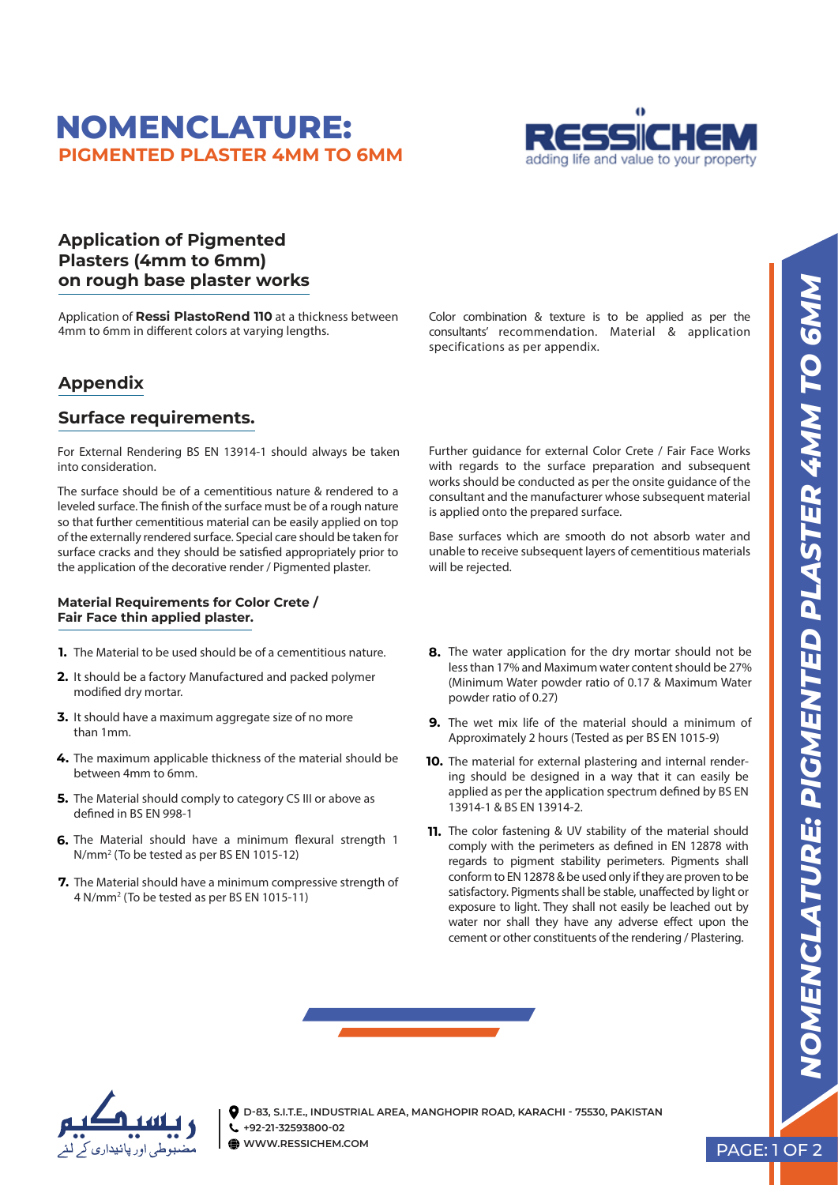# NOMENCLATURE:
## PIGMENTED PLASTER 4MM TO 6MM

### Application of Pigmented Plasters (4mm to 6mm) on rough base plaster works

Application of **Ressi PlastoRend 110** at a thickness between 4mm to 6mm in different colors at varying lengths.

Color combination & texture is to be applied as per the consultants' recommendation. Material & application specifications as per appendix.

## Appendix

### Surface requirements.

For External Rendering BS EN 13914-1 should always be taken into consideration.

The surface should be of a cementitious nature & rendered to a leveled surface. The finish of the surface must be of a rough nature so that further cementitious material can be easily applied on top of the externally rendered surface. Special care should be taken for surface cracks and they should be satisfied appropriately prior to the application of the decorative render / Pigmented plaster.

Further guidance for external Color Crete / Fair Face Works with regards to the surface preparation and subsequent works should be conducted as per the onsite guidance of the consultant and the manufacturer whose subsequent material is applied onto the prepared surface.

Base surfaces which are smooth do not absorb water and unable to receive subsequent layers of cementitious materials will be rejected.

#### Material Requirements for Color Crete / Fair Face thin applied plaster.

1. The Material to be used should be of a cementitious nature.
2. It should be a factory Manufactured and packed polymer modified dry mortar.
3. It should have a maximum aggregate size of no more than 1mm.
4. The maximum applicable thickness of the material should be between 4mm to 6mm.
5. The Material should comply to category CS III or above as defined in BS EN 998-1
6. The Material should have a minimum flexural strength 1 N/mm$^2$ (To be tested as per BS EN 1015-12)
7. The Material should have a minimum compressive strength of 4 N/mm$^2$ (To be tested as per BS EN 1015-11)
8. The water application for the dry mortar should not be less than 17% and Maximum water content should be 27% (Minimum Water powder ratio of 0.17 & Maximum Water powder ratio of 0.27)
9. The wet mix life of the material should a minimum of Approximately 2 hours (Tested as per BS EN 1015-9)
10. The material for external plastering and internal rendering should be designed in a way that it can easily be applied as per the application spectrum defined by BS EN 13914-1 & BS EN 13914-2.
11. The color fastening & UV stability of the material should comply with the perimeters as defined in EN 12878 with regards to pigment stability perimeters. Pigments shall conform to EN 12878 & be used only if they are proven to be satisfactory. Pigments shall be stable, unaffected by light or exposure to light. They shall not easily be leached out by water nor shall they have any adverse effect upon the cement or other constituents of the rendering / Plastering.

D-83, S.I.T.E., INDUSTRIAL AREA, MANGHOPIR ROAD, KARACHI - 75530, PAKISTAN
+92-21-32593800-02
WWW.RESSICHEM.COM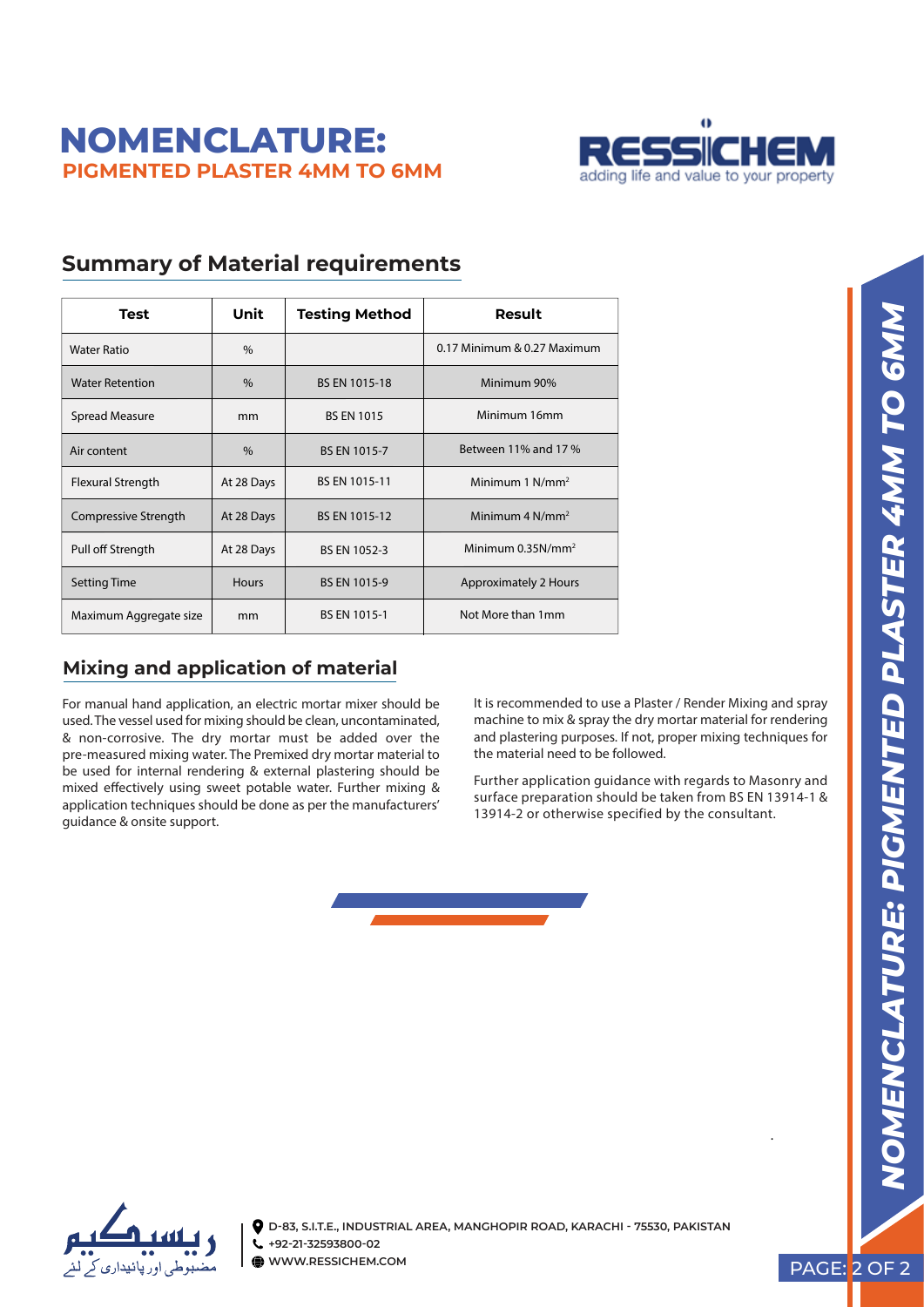# NOMENCLATURE:
## PIGMENTED PLASTER 4MM TO 6MM

RESSICHEM
adding life and value to your property

## Summary of Material requirements

| Test | Unit | Testing Method | Result |
|---|---|---|---|
| Water Ratio | % | | 0.17 Minimum & 0.27 Maximum |
| Water Retention | % | BS EN 1015-18 | Minimum 90% |
| Spread Measure | mm | BS EN 1015 | Minimum 16mm |
| Air content | % | BS EN 1015-7 | Between 11% and 17 % |
| Flexural Strength | At 28 Days | BS EN 1015-11 | Minimum 1 $N/mm^2$ |
| Compressive Strength | At 28 Days | BS EN 1015-12 | Minimum 4 $N/mm^2$ |
| Pull off Strength | At 28 Days | BS EN 1052-3 | Minimum 0.35$N/mm^2$ |
| Setting Time | Hours | BS EN 1015-9 | Approximately 2 Hours |
| Maximum Aggregate size | mm | BS EN 1015-1 | Not More than 1mm |

## Mixing and application of material

For manual hand application, an electric mortar mixer should be used. The vessel used for mixing should be clean, uncontaminated, & non-corrosive. The dry mortar must be added over the pre-measured mixing water. The Premixed dry mortar material to be used for internal rendering & external plastering should be mixed effectively using sweet potable water. Further mixing & application techniques should be done as per the manufacturers' guidance & onsite support.

It is recommended to use a Plaster / Render Mixing and spray machine to mix & spray the dry mortar material for rendering and plastering purposes. If not, proper mixing techniques for the material need to be followed.

Further application guidance with regards to Masonry and surface preparation should be taken from BS EN 13914-1 & 13914-2 or otherwise specified by the consultant.

ریسیکیم
مضبوطی اور پائیداری کے لئے

D-83, S.I.T.E., INDUSTRIAL AREA, MANGHOPIR ROAD, KARACHI - 75530, PAKISTAN
+92-21-32593800-02
WWW.RESSICHEM.COM